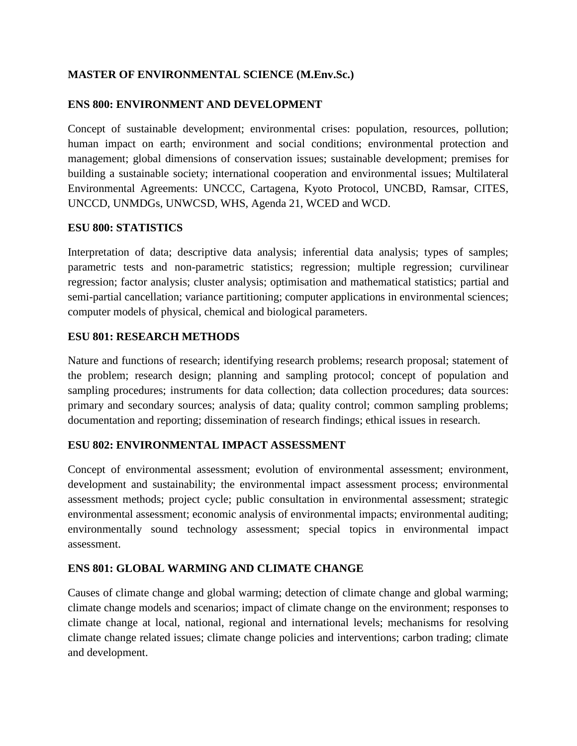# MASTER OF ENVIRONMENTAL SCIENCE (M.Env.Sc.)

## ENS 800: ENVIRONMENT AND DEVELOPMENT

Concept of sustainable development; environmental crises: population, resources, pollution; human impact on earth; environment and social conditions; environmental protection and management; global dimensions of conservation issues; sustainable development; premises for building a sustainable society; international cooperation and environmental issues; Multilateral Environmental Agreements: UNCCC, Cartagena, Kyoto Protocol, UNCBD, Ramsar, CITES, UNCCD, UNMDGs, UNWCSD, WHS, Agenda 21, WCED and WCD.

## ESU 800: STATISTICS

Interpretation of data; descriptive data analysis; inferential data analysis; types of samples; parametric tests and non-parametric statistics; regression; multiple regression; curvilinear regression; factor analysis; cluster analysis; optimisation and mathematical statistics; partial and semi-partial cancellation; variance partitioning; computer applications in environmental sciences; computer models of physical, chemical and biological parameters.

## ESU 801: RESEARCH METHODS

Nature and functions of research; identifying research problems; research proposal; statement of the problem; research design; planning and sampling protocol; concept of population and sampling procedures; instruments for data collection; data collection procedures; data sources: primary and secondary sources; analysis of data; quality control; common sampling problems; documentation and reporting; dissemination of research findings; ethical issues in research.

## ESU 802: ENVIRONMENTAL IMPACT ASSESSMENT

Concept of environmental assessment; evolution of environmental assessment; environment, development and sustainability; the environmental impact assessment process; environmental assessment methods; project cycle; public consultation in environmental assessment; strategic environmental assessment; economic analysis of environmental impacts; environmental auditing; environmentally sound technology assessment; special topics in environmental impact assessment.

## ENS 801: GLOBAL WARMING AND CLIMATE CHANGE

Causes of climate change and global warming; detection of climate change and global warming; climate change models and scenarios; impact of climate change on the environment; responses to climate change at local, national, regional and international levels; mechanisms for resolving climate change related issues; climate change policies and interventions; carbon trading; climate and development.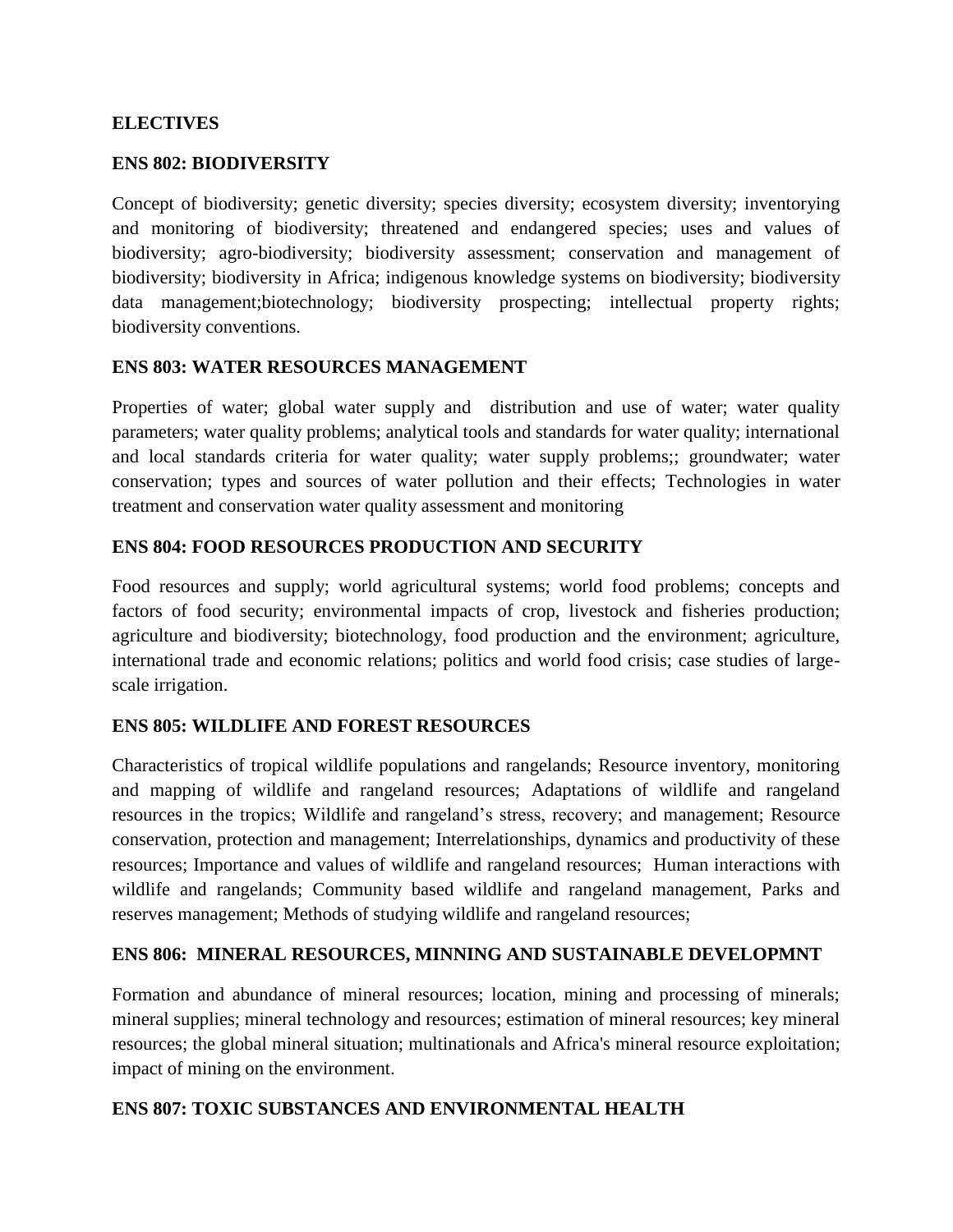## ELECTIVES

### ENS 802: BIODIVERSITY

Concept of biodiversity; genetic diversity; species diversity; ecosystem diversity; inventorying and monitoring of biodiversity; threatened and endangered species; uses and values of biodiversity; agro-biodiversity; biodiversity assessment; conservation and management of biodiversity; biodiversity in Africa; indigenous knowledge systems on biodiversity; biodiversity data management;biotechnology; biodiversity prospecting; intellectual property rights; biodiversity conventions.

### ENS 803: WATER RESOURCES MANAGEMENT

Properties of water; global water supply and distribution and use of water; water quality parameters; water quality problems; analytical tools and standards for water quality; international and local standards criteria for water quality; water supply problems;; groundwater; water conservation; types and sources of water pollution and their effects; Technologies in water treatment and conservation water quality assessment and monitoring

### ENS 804: FOOD RESOURCES PRODUCTION AND SECURITY

Food resources and supply; world agricultural systems; world food problems; concepts and factors of food security; environmental impacts of crop, livestock and fisheries production; agriculture and biodiversity; biotechnology, food production and the environment; agriculture, international trade and economic relations; politics and world food crisis; case studies of large-scale irrigation.

### ENS 805: WILDLIFE AND FOREST RESOURCES

Characteristics of tropical wildlife populations and rangelands; Resource inventory, monitoring and mapping of wildlife and rangeland resources; Adaptations of wildlife and rangeland resources in the tropics; Wildlife and rangeland's stress, recovery; and management; Resource conservation, protection and management; Interrelationships, dynamics and productivity of these resources; Importance and values of wildlife and rangeland resources; Human interactions with wildlife and rangelands; Community based wildlife and rangeland management, Parks and reserves management; Methods of studying wildlife and rangeland resources;

### ENS 806: MINERAL RESOURCES, MINNING AND SUSTAINABLE DEVELOPMNT

Formation and abundance of mineral resources; location, mining and processing of minerals; mineral supplies; mineral technology and resources; estimation of mineral resources; key mineral resources; the global mineral situation; multinationals and Africa's mineral resource exploitation; impact of mining on the environment.

### ENS 807: TOXIC SUBSTANCES AND ENVIRONMENTAL HEALTH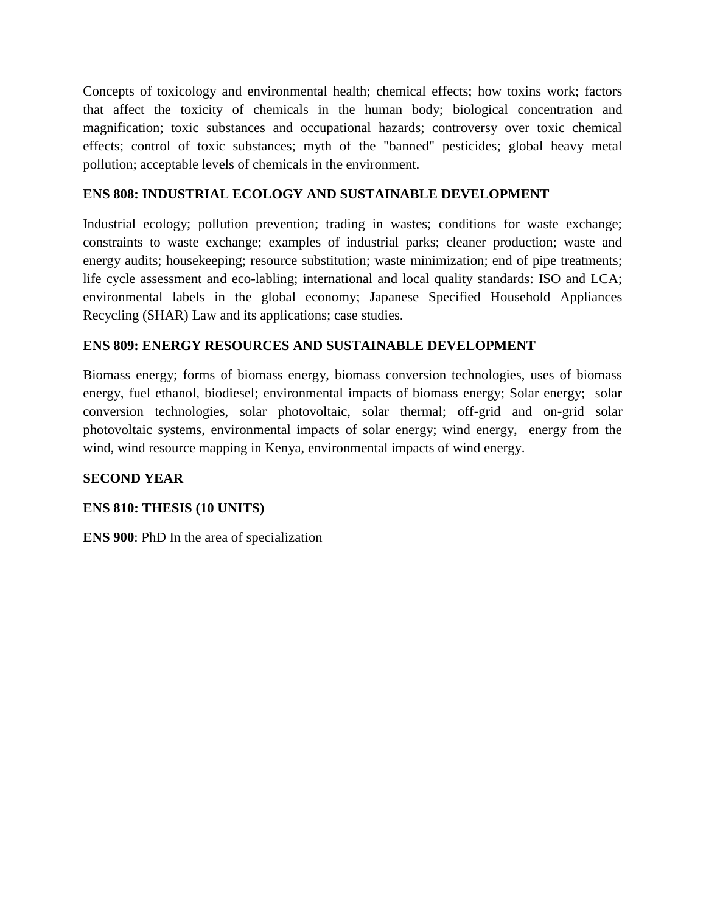Concepts of toxicology and environmental health; chemical effects; how toxins work; factors that affect the toxicity of chemicals in the human body; biological concentration and magnification; toxic substances and occupational hazards; controversy over toxic chemical effects; control of toxic substances; myth of the "banned" pesticides; global heavy metal pollution; acceptable levels of chemicals in the environment.

**ENS 808: INDUSTRIAL ECOLOGY AND SUSTAINABLE DEVELOPMENT**

Industrial ecology; pollution prevention; trading in wastes; conditions for waste exchange; constraints to waste exchange; examples of industrial parks; cleaner production; waste and energy audits; housekeeping; resource substitution; waste minimization; end of pipe treatments; life cycle assessment and eco-labling; international and local quality standards: ISO and LCA; environmental labels in the global economy; Japanese Specified Household Appliances Recycling (SHAR) Law and its applications; case studies.

**ENS 809: ENERGY RESOURCES AND SUSTAINABLE DEVELOPMENT**

Biomass energy; forms of biomass energy, biomass conversion technologies, uses of biomass energy, fuel ethanol, biodiesel; environmental impacts of biomass energy; Solar energy; solar conversion technologies, solar photovoltaic, solar thermal; off-grid and on-grid solar photovoltaic systems, environmental impacts of solar energy; wind energy, energy from the wind, wind resource mapping in Kenya, environmental impacts of wind energy.

**SECOND YEAR**

**ENS 810: THESIS (10 UNITS)**

**ENS 900**: PhD In the area of specialization